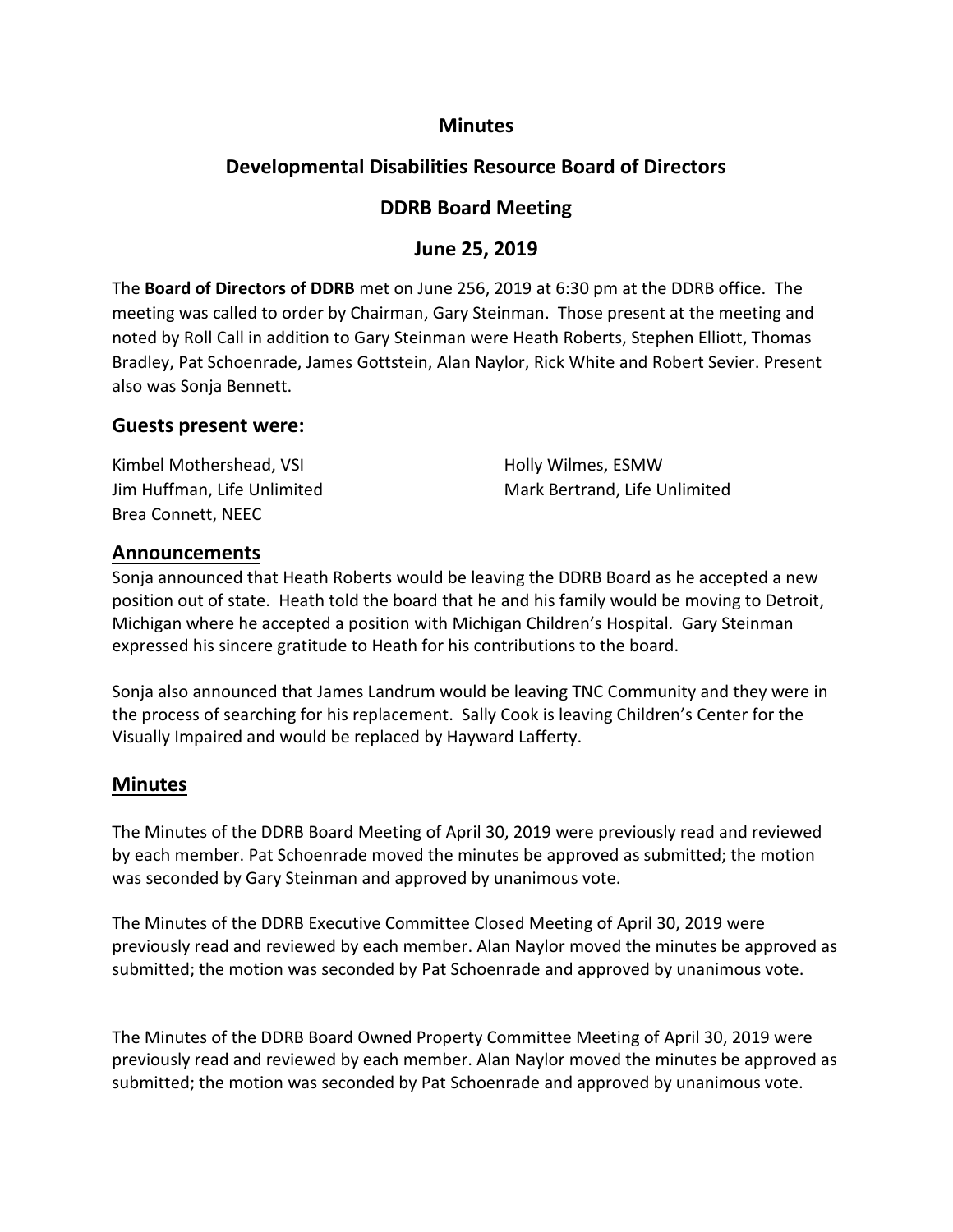# Minutes

## Developmental Disabilities Resource Board of Directors

## DDRB Board Meeting

## June 25, 2019

The **Board of Directors of DDRB** met on June 256, 2019 at 6:30 pm at the DDRB office. The meeting was called to order by Chairman, Gary Steinman. Those present at the meeting and noted by Roll Call in addition to Gary Steinman were Heath Roberts, Stephen Elliott, Thomas Bradley, Pat Schoenrade, James Gottstein, Alan Naylor, Rick White and Robert Sevier. Present also was Sonja Bennett.

### Guests present were:

Kimbel Mothershead, VSI
Jim Huffman, Life Unlimited
Brea Connett, NEEC
Holly Wilmes, ESMW
Mark Bertrand, Life Unlimited

### Announcements

Sonja announced that Heath Roberts would be leaving the DDRB Board as he accepted a new position out of state. Heath told the board that he and his family would be moving to Detroit, Michigan where he accepted a position with Michigan Children's Hospital. Gary Steinman expressed his sincere gratitude to Heath for his contributions to the board.

Sonja also announced that James Landrum would be leaving TNC Community and they were in the process of searching for his replacement. Sally Cook is leaving Children's Center for the Visually Impaired and would be replaced by Hayward Lafferty.

### Minutes

The Minutes of the DDRB Board Meeting of April 30, 2019 were previously read and reviewed by each member. Pat Schoenrade moved the minutes be approved as submitted; the motion was seconded by Gary Steinman and approved by unanimous vote.

The Minutes of the DDRB Executive Committee Closed Meeting of April 30, 2019 were previously read and reviewed by each member. Alan Naylor moved the minutes be approved as submitted; the motion was seconded by Pat Schoenrade and approved by unanimous vote.

The Minutes of the DDRB Board Owned Property Committee Meeting of April 30, 2019 were previously read and reviewed by each member. Alan Naylor moved the minutes be approved as submitted; the motion was seconded by Pat Schoenrade and approved by unanimous vote.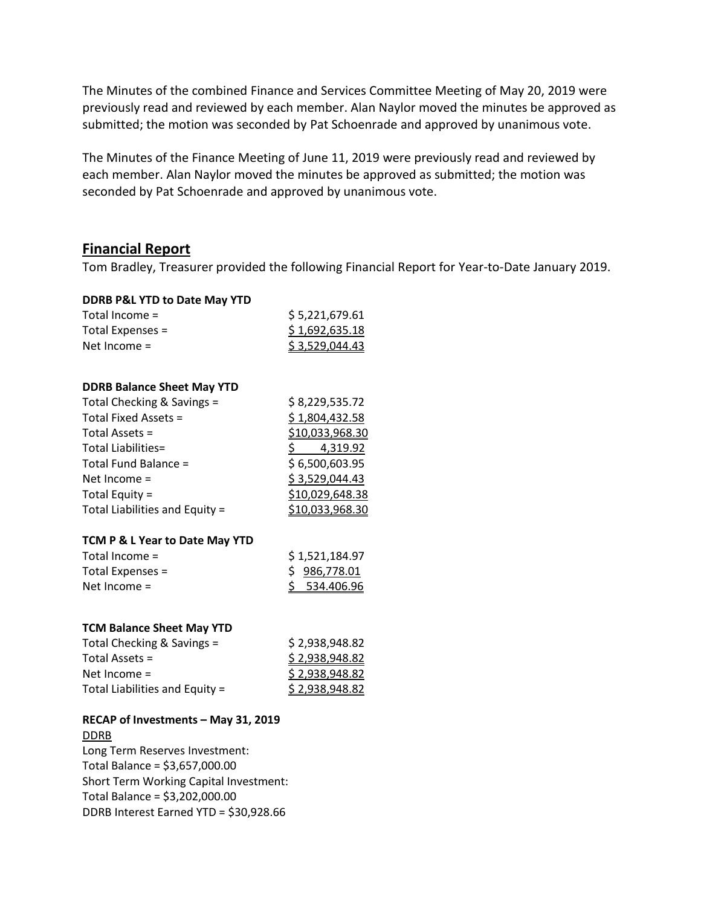The Minutes of the combined Finance and Services Committee Meeting of May 20, 2019 were previously read and reviewed by each member. Alan Naylor moved the minutes be approved as submitted; the motion was seconded by Pat Schoenrade and approved by unanimous vote.

The Minutes of the Finance Meeting of June 11, 2019 were previously read and reviewed by each member. Alan Naylor moved the minutes be approved as submitted; the motion was seconded by Pat Schoenrade and approved by unanimous vote.

## Financial Report

Tom Bradley, Treasurer provided the following Financial Report for Year-to-Date January 2019.

**DDRB P&L YTD to Date May YTD**

| | |
|---|---|
| Total Income = | $ 5,221,679.61 |
| Total Expenses = | $ 1,692,635.18 |
| Net Income = | $ 3,529,044.43 |

**DDRB Balance Sheet May YTD**

| | |
|---|---|
| Total Checking & Savings = | $ 8,229,535.72 |
| Total Fixed Assets = | $ 1,804,432.58 |
| Total Assets = | $10,033,968.30 |
| Total Liabilities= | $ 4,319.92 |
| Total Fund Balance = | $ 6,500,603.95 |
| Net Income = | $ 3,529,044.43 |
| Total Equity = | $10,029,648.38 |
| Total Liabilities and Equity = | $10,033,968.30 |

**TCM P & L Year to Date May YTD**

| | |
|---|---|
| Total Income = | $ 1,521,184.97 |
| Total Expenses = | $ 986,778.01 |
| Net Income = | $ 534.406.96 |

**TCM Balance Sheet May YTD**

| | |
|---|---|
| Total Checking & Savings = | $ 2,938,948.82 |
| Total Assets = | $ 2,938,948.82 |
| Net Income = | $ 2,938,948.82 |
| Total Liabilities and Equity = | $ 2,938,948.82 |

**RECAP of Investments – May 31, 2019**

DDRB

Long Term Reserves Investment:
Total Balance = $3,657,000.00
Short Term Working Capital Investment:
Total Balance = $3,202,000.00
DDRB Interest Earned YTD = $30,928.66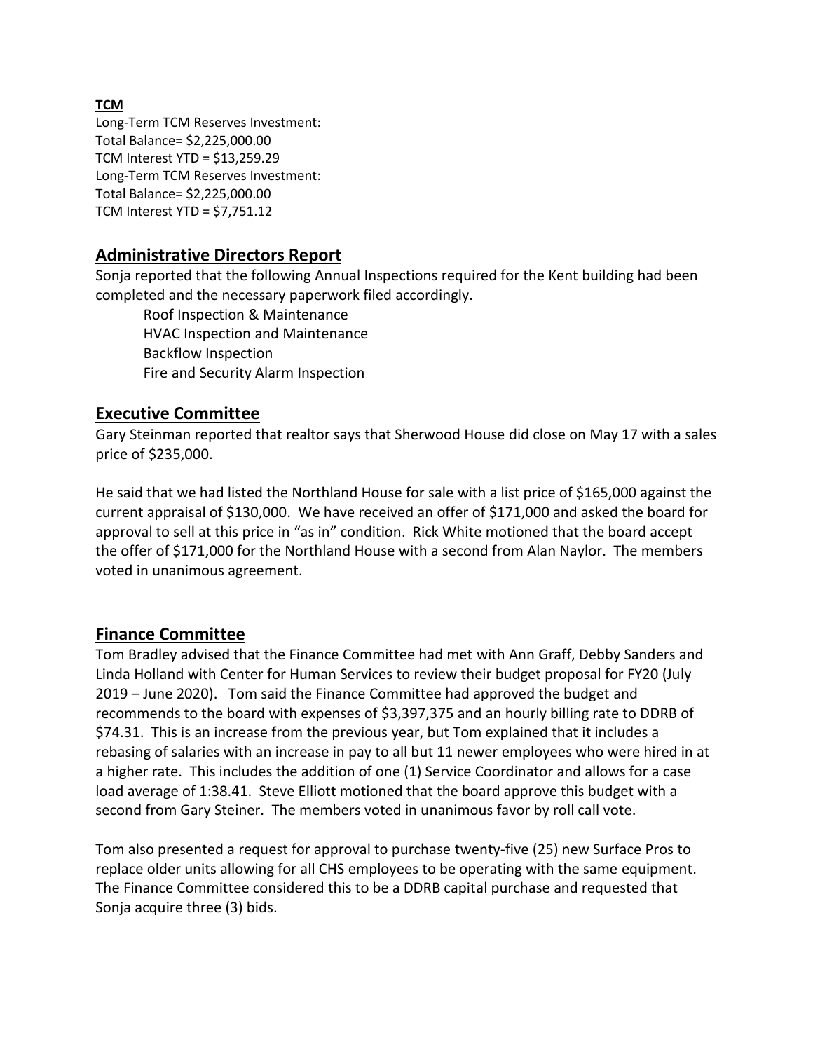**TCM**

Long-Term TCM Reserves Investment:
Total Balance= $2,225,000.00
TCM Interest YTD = $13,259.29
Long-Term TCM Reserves Investment:
Total Balance= $2,225,000.00
TCM Interest YTD = $7,751.12

## Administrative Directors Report

Sonja reported that the following Annual Inspections required for the Kent building had been completed and the necessary paperwork filed accordingly.

- Roof Inspection & Maintenance
- HVAC Inspection and Maintenance
- Backflow Inspection
- Fire and Security Alarm Inspection

## Executive Committee

Gary Steinman reported that realtor says that Sherwood House did close on May 17 with a sales price of $235,000.

He said that we had listed the Northland House for sale with a list price of $165,000 against the current appraisal of $130,000. We have received an offer of $171,000 and asked the board for approval to sell at this price in "as in" condition. Rick White motioned that the board accept the offer of $171,000 for the Northland House with a second from Alan Naylor. The members voted in unanimous agreement.

## Finance Committee

Tom Bradley advised that the Finance Committee had met with Ann Graff, Debby Sanders and Linda Holland with Center for Human Services to review their budget proposal for FY20 (July 2019 – June 2020). Tom said the Finance Committee had approved the budget and recommends to the board with expenses of $3,397,375 and an hourly billing rate to DDRB of $74.31. This is an increase from the previous year, but Tom explained that it includes a rebasing of salaries with an increase in pay to all but 11 newer employees who were hired in at a higher rate. This includes the addition of one (1) Service Coordinator and allows for a case load average of 1:38.41. Steve Elliott motioned that the board approve this budget with a second from Gary Steiner. The members voted in unanimous favor by roll call vote.

Tom also presented a request for approval to purchase twenty-five (25) new Surface Pros to replace older units allowing for all CHS employees to be operating with the same equipment. The Finance Committee considered this to be a DDRB capital purchase and requested that Sonja acquire three (3) bids.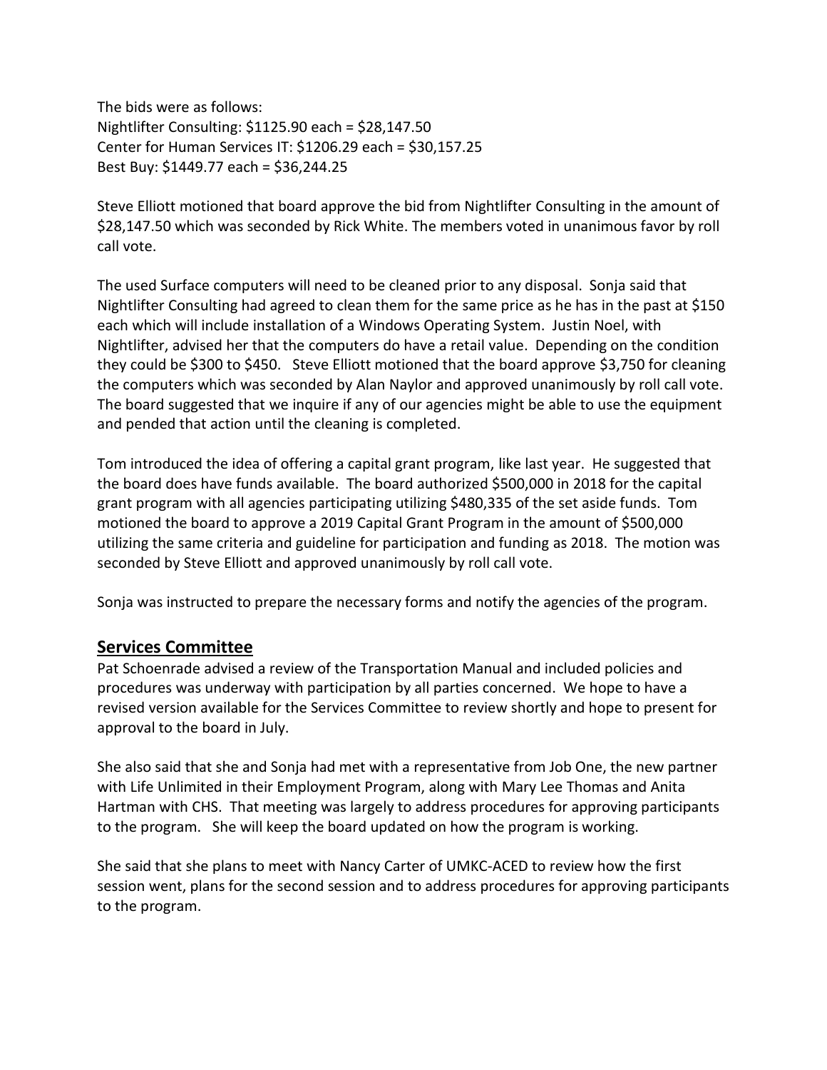The bids were as follows:
Nightlifter Consulting: $1125.90 each = $28,147.50
Center for Human Services IT: $1206.29 each = $30,157.25
Best Buy: $1449.77 each = $36,244.25

Steve Elliott motioned that board approve the bid from Nightlifter Consulting in the amount of $28,147.50 which was seconded by Rick White. The members voted in unanimous favor by roll call vote.

The used Surface computers will need to be cleaned prior to any disposal. Sonja said that Nightlifter Consulting had agreed to clean them for the same price as he has in the past at $150 each which will include installation of a Windows Operating System. Justin Noel, with Nightlifter, advised her that the computers do have a retail value. Depending on the condition they could be $300 to $450. Steve Elliott motioned that the board approve $3,750 for cleaning the computers which was seconded by Alan Naylor and approved unanimously by roll call vote. The board suggested that we inquire if any of our agencies might be able to use the equipment and pended that action until the cleaning is completed.

Tom introduced the idea of offering a capital grant program, like last year. He suggested that the board does have funds available. The board authorized $500,000 in 2018 for the capital grant program with all agencies participating utilizing $480,335 of the set aside funds. Tom motioned the board to approve a 2019 Capital Grant Program in the amount of $500,000 utilizing the same criteria and guideline for participation and funding as 2018. The motion was seconded by Steve Elliott and approved unanimously by roll call vote.

Sonja was instructed to prepare the necessary forms and notify the agencies of the program.

## Services Committee

Pat Schoenrade advised a review of the Transportation Manual and included policies and procedures was underway with participation by all parties concerned. We hope to have a revised version available for the Services Committee to review shortly and hope to present for approval to the board in July.

She also said that she and Sonja had met with a representative from Job One, the new partner with Life Unlimited in their Employment Program, along with Mary Lee Thomas and Anita Hartman with CHS. That meeting was largely to address procedures for approving participants to the program. She will keep the board updated on how the program is working.

She said that she plans to meet with Nancy Carter of UMKC-ACED to review how the first session went, plans for the second session and to address procedures for approving participants to the program.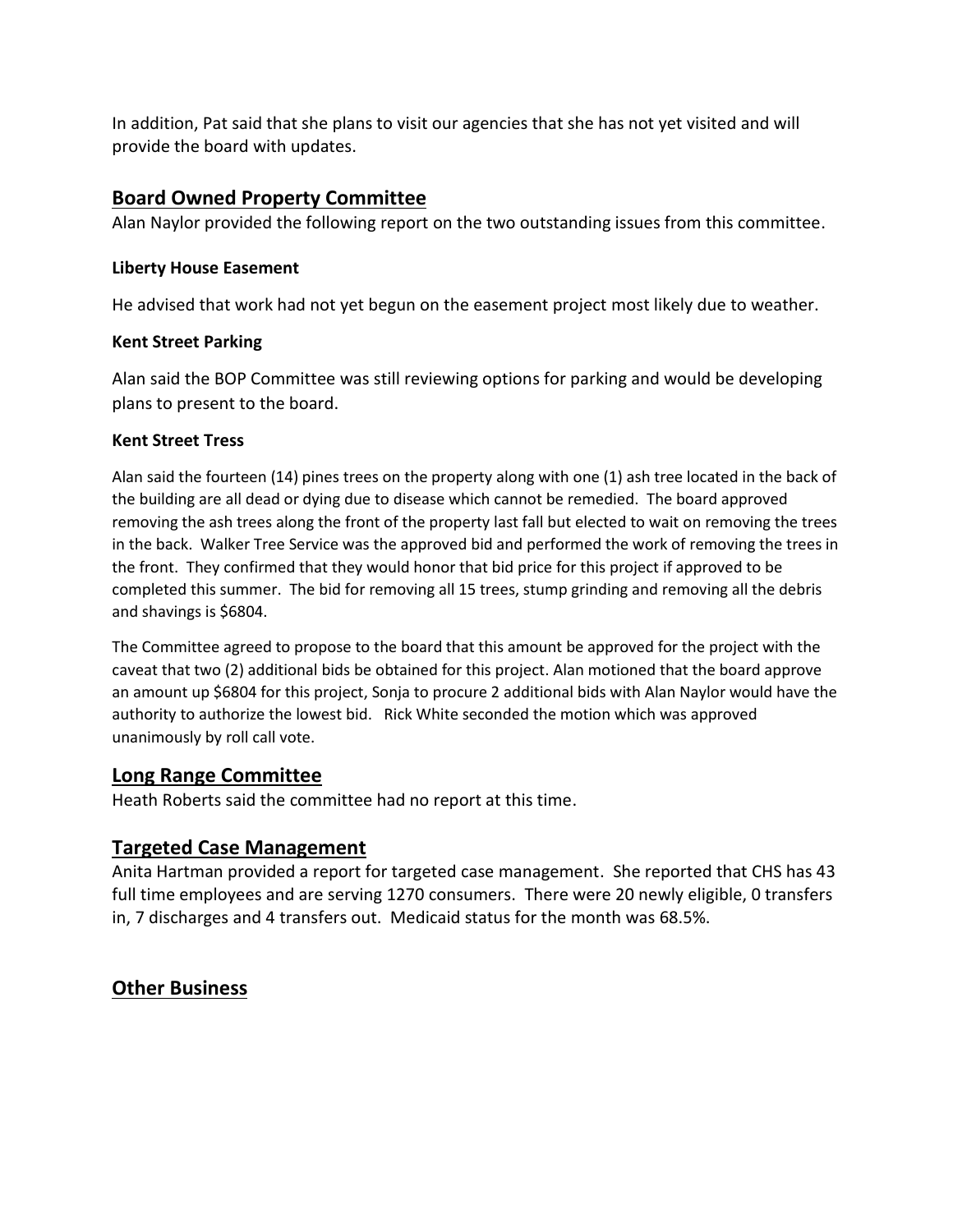In addition, Pat said that she plans to visit our agencies that she has not yet visited and will provide the board with updates.

## Board Owned Property Committee

Alan Naylor provided the following report on the two outstanding issues from this committee.

### Liberty House Easement

He advised that work had not yet begun on the easement project most likely due to weather.

### Kent Street Parking

Alan said the BOP Committee was still reviewing options for parking and would be developing plans to present to the board.

### Kent Street Tress

Alan said the fourteen (14) pines trees on the property along with one (1) ash tree located in the back of the building are all dead or dying due to disease which cannot be remedied. The board approved removing the ash trees along the front of the property last fall but elected to wait on removing the trees in the back. Walker Tree Service was the approved bid and performed the work of removing the trees in the front. They confirmed that they would honor that bid price for this project if approved to be completed this summer. The bid for removing all 15 trees, stump grinding and removing all the debris and shavings is $6804.

The Committee agreed to propose to the board that this amount be approved for the project with the caveat that two (2) additional bids be obtained for this project. Alan motioned that the board approve an amount up $6804 for this project, Sonja to procure 2 additional bids with Alan Naylor would have the authority to authorize the lowest bid. Rick White seconded the motion which was approved unanimously by roll call vote.

## Long Range Committee

Heath Roberts said the committee had no report at this time.

## Targeted Case Management

Anita Hartman provided a report for targeted case management. She reported that CHS has 43 full time employees and are serving 1270 consumers. There were 20 newly eligible, 0 transfers in, 7 discharges and 4 transfers out. Medicaid status for the month was 68.5%.

## Other Business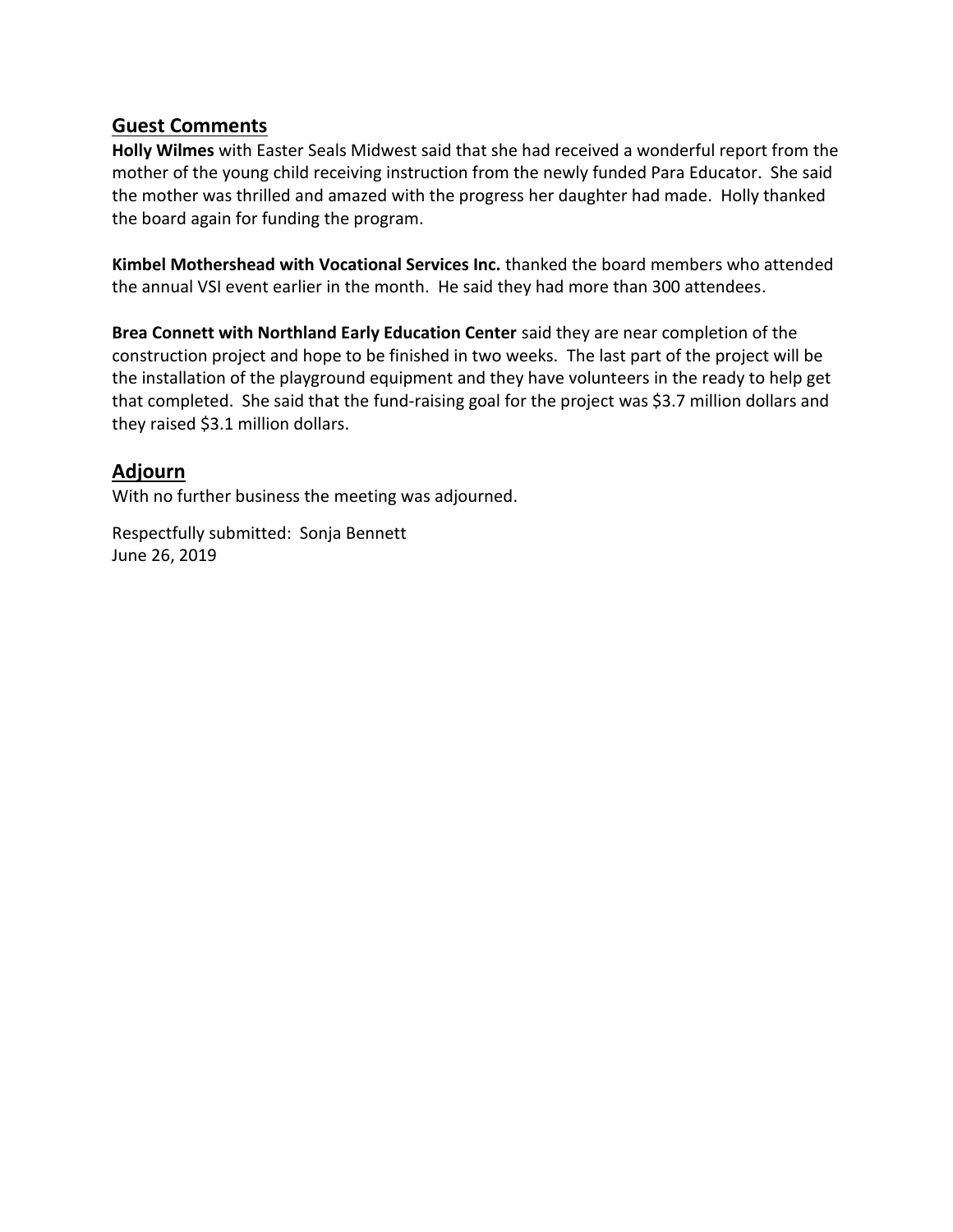## Guest Comments

**Holly Wilmes** with Easter Seals Midwest said that she had received a wonderful report from the mother of the young child receiving instruction from the newly funded Para Educator. She said the mother was thrilled and amazed with the progress her daughter had made. Holly thanked the board again for funding the program.

**Kimbel Mothershead with Vocational Services Inc.** thanked the board members who attended the annual VSI event earlier in the month. He said they had more than 300 attendees.

**Brea Connett with Northland Early Education Center** said they are near completion of the construction project and hope to be finished in two weeks. The last part of the project will be the installation of the playground equipment and they have volunteers in the ready to help get that completed. She said that the fund-raising goal for the project was $3.7 million dollars and they raised $3.1 million dollars.

## Adjourn

With no further business the meeting was adjourned.

Respectfully submitted: Sonja Bennett
June 26, 2019